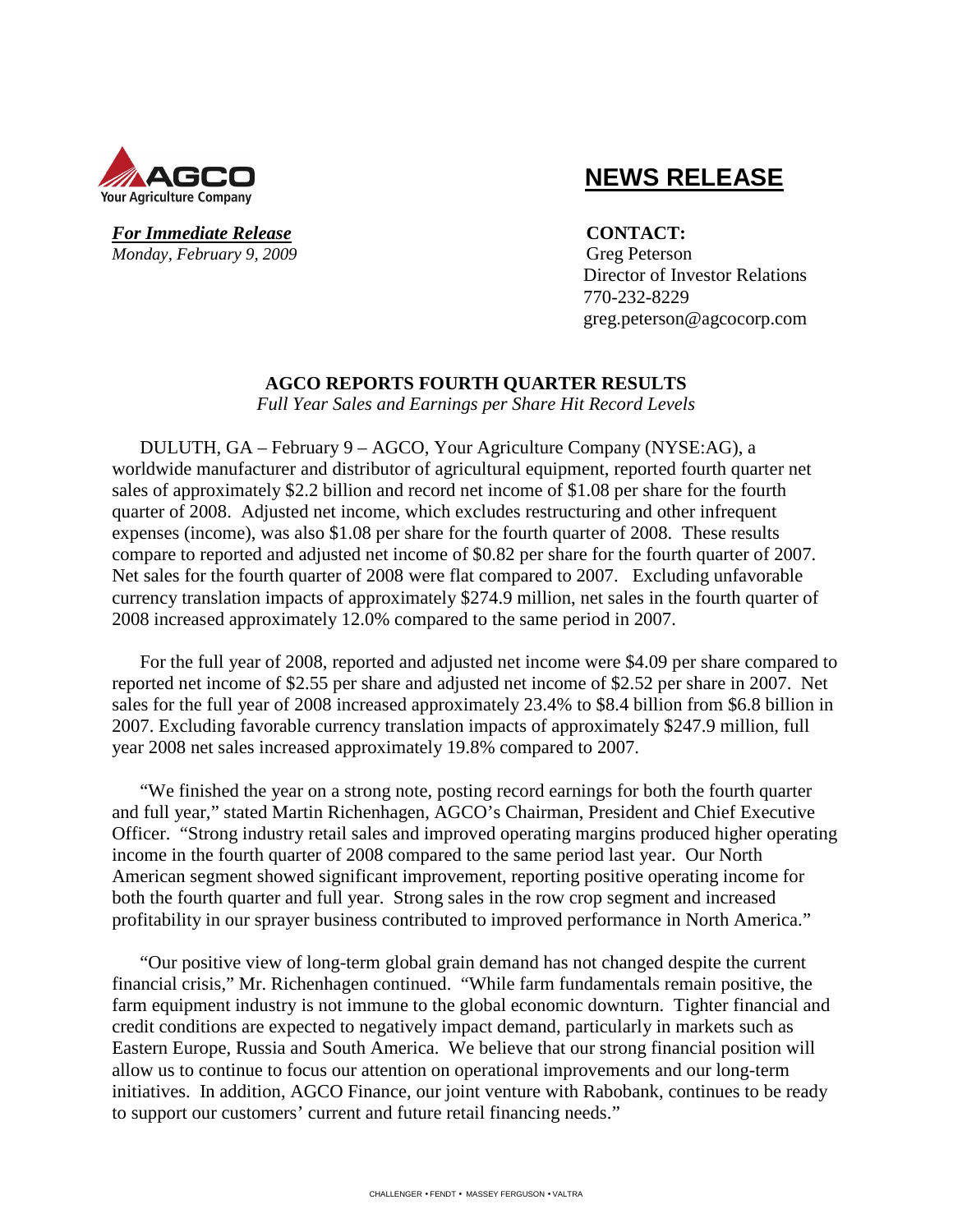# NEWS RELEASE

***For Immediate Release***
*Monday, February 9, 2009*

**CONTACT:**
Greg Peterson
Director of Investor Relations
770-232-8229
greg.peterson@agcocorp.com

## AGCO REPORTS FOURTH QUARTER RESULTS

*Full Year Sales and Earnings per Share Hit Record Levels*

DULUTH, GA – February 9 – AGCO, Your Agriculture Company (NYSE:AG), a worldwide manufacturer and distributor of agricultural equipment, reported fourth quarter net sales of approximately $2.2 billion and record net income of $1.08 per share for the fourth quarter of 2008. Adjusted net income, which excludes restructuring and other infrequent expenses (income), was also $1.08 per share for the fourth quarter of 2008. These results compare to reported and adjusted net income of $0.82 per share for the fourth quarter of 2007. Net sales for the fourth quarter of 2008 were flat compared to 2007. Excluding unfavorable currency translation impacts of approximately $274.9 million, net sales in the fourth quarter of 2008 increased approximately 12.0% compared to the same period in 2007.

For the full year of 2008, reported and adjusted net income were $4.09 per share compared to reported net income of $2.55 per share and adjusted net income of $2.52 per share in 2007. Net sales for the full year of 2008 increased approximately 23.4% to $8.4 billion from $6.8 billion in 2007. Excluding favorable currency translation impacts of approximately $247.9 million, full year 2008 net sales increased approximately 19.8% compared to 2007.

"We finished the year on a strong note, posting record earnings for both the fourth quarter and full year," stated Martin Richenhagen, AGCO's Chairman, President and Chief Executive Officer. "Strong industry retail sales and improved operating margins produced higher operating income in the fourth quarter of 2008 compared to the same period last year. Our North American segment showed significant improvement, reporting positive operating income for both the fourth quarter and full year. Strong sales in the row crop segment and increased profitability in our sprayer business contributed to improved performance in North America."

"Our positive view of long-term global grain demand has not changed despite the current financial crisis," Mr. Richenhagen continued. "While farm fundamentals remain positive, the farm equipment industry is not immune to the global economic downturn. Tighter financial and credit conditions are expected to negatively impact demand, particularly in markets such as Eastern Europe, Russia and South America. We believe that our strong financial position will allow us to continue to focus our attention on operational improvements and our long-term initiatives. In addition, AGCO Finance, our joint venture with Rabobank, continues to be ready to support our customers' current and future retail financing needs."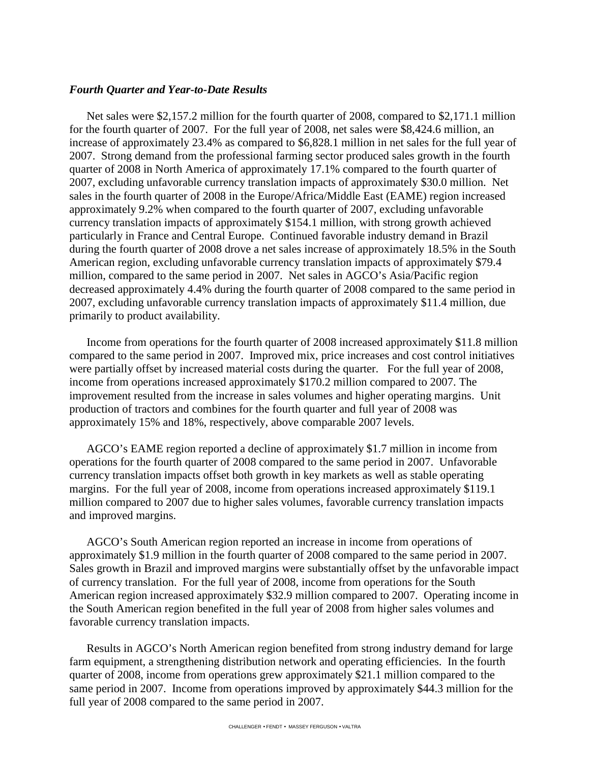### *Fourth Quarter and Year-to-Date Results*

Net sales were $2,157.2 million for the fourth quarter of 2008, compared to $2,171.1 million for the fourth quarter of 2007. For the full year of 2008, net sales were $8,424.6 million, an increase of approximately 23.4% as compared to $6,828.1 million in net sales for the full year of 2007. Strong demand from the professional farming sector produced sales growth in the fourth quarter of 2008 in North America of approximately 17.1% compared to the fourth quarter of 2007, excluding unfavorable currency translation impacts of approximately $30.0 million. Net sales in the fourth quarter of 2008 in the Europe/Africa/Middle East (EAME) region increased approximately 9.2% when compared to the fourth quarter of 2007, excluding unfavorable currency translation impacts of approximately $154.1 million, with strong growth achieved particularly in France and Central Europe. Continued favorable industry demand in Brazil during the fourth quarter of 2008 drove a net sales increase of approximately 18.5% in the South American region, excluding unfavorable currency translation impacts of approximately $79.4 million, compared to the same period in 2007. Net sales in AGCO's Asia/Pacific region decreased approximately 4.4% during the fourth quarter of 2008 compared to the same period in 2007, excluding unfavorable currency translation impacts of approximately $11.4 million, due primarily to product availability.

Income from operations for the fourth quarter of 2008 increased approximately $11.8 million compared to the same period in 2007. Improved mix, price increases and cost control initiatives were partially offset by increased material costs during the quarter. For the full year of 2008, income from operations increased approximately $170.2 million compared to 2007. The improvement resulted from the increase in sales volumes and higher operating margins. Unit production of tractors and combines for the fourth quarter and full year of 2008 was approximately 15% and 18%, respectively, above comparable 2007 levels.

AGCO's EAME region reported a decline of approximately $1.7 million in income from operations for the fourth quarter of 2008 compared to the same period in 2007. Unfavorable currency translation impacts offset both growth in key markets as well as stable operating margins. For the full year of 2008, income from operations increased approximately $119.1 million compared to 2007 due to higher sales volumes, favorable currency translation impacts and improved margins.

AGCO's South American region reported an increase in income from operations of approximately $1.9 million in the fourth quarter of 2008 compared to the same period in 2007. Sales growth in Brazil and improved margins were substantially offset by the unfavorable impact of currency translation. For the full year of 2008, income from operations for the South American region increased approximately $32.9 million compared to 2007. Operating income in the South American region benefited in the full year of 2008 from higher sales volumes and favorable currency translation impacts.

Results in AGCO's North American region benefited from strong industry demand for large farm equipment, a strengthening distribution network and operating efficiencies. In the fourth quarter of 2008, income from operations grew approximately $21.1 million compared to the same period in 2007. Income from operations improved by approximately $44.3 million for the full year of 2008 compared to the same period in 2007.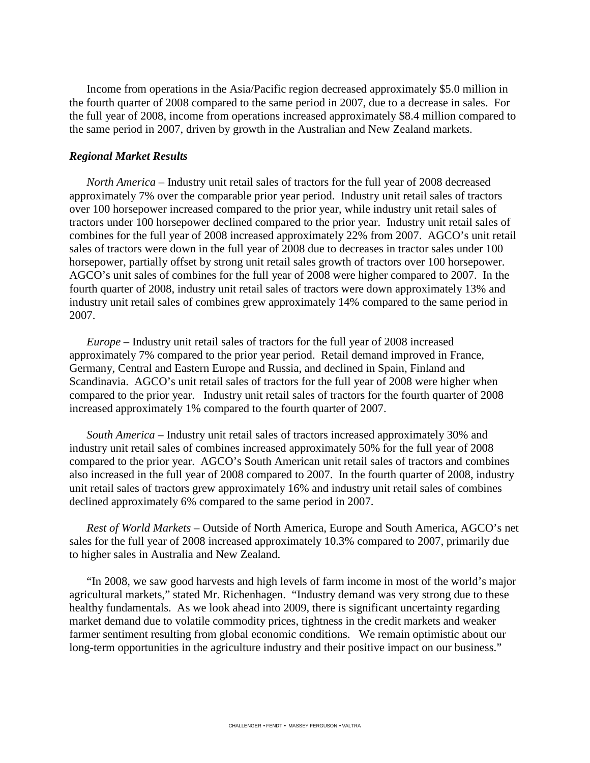Income from operations in the Asia/Pacific region decreased approximately $5.0 million in the fourth quarter of 2008 compared to the same period in 2007, due to a decrease in sales. For the full year of 2008, income from operations increased approximately $8.4 million compared to the same period in 2007, driven by growth in the Australian and New Zealand markets.

***Regional Market Results***

*North America* – Industry unit retail sales of tractors for the full year of 2008 decreased approximately 7% over the comparable prior year period. Industry unit retail sales of tractors over 100 horsepower increased compared to the prior year, while industry unit retail sales of tractors under 100 horsepower declined compared to the prior year. Industry unit retail sales of combines for the full year of 2008 increased approximately 22% from 2007. AGCO's unit retail sales of tractors were down in the full year of 2008 due to decreases in tractor sales under 100 horsepower, partially offset by strong unit retail sales growth of tractors over 100 horsepower. AGCO's unit sales of combines for the full year of 2008 were higher compared to 2007. In the fourth quarter of 2008, industry unit retail sales of tractors were down approximately 13% and industry unit retail sales of combines grew approximately 14% compared to the same period in 2007.

*Europe* – Industry unit retail sales of tractors for the full year of 2008 increased approximately 7% compared to the prior year period. Retail demand improved in France, Germany, Central and Eastern Europe and Russia, and declined in Spain, Finland and Scandinavia. AGCO's unit retail sales of tractors for the full year of 2008 were higher when compared to the prior year. Industry unit retail sales of tractors for the fourth quarter of 2008 increased approximately 1% compared to the fourth quarter of 2007.

*South America* – Industry unit retail sales of tractors increased approximately 30% and industry unit retail sales of combines increased approximately 50% for the full year of 2008 compared to the prior year. AGCO's South American unit retail sales of tractors and combines also increased in the full year of 2008 compared to 2007. In the fourth quarter of 2008, industry unit retail sales of tractors grew approximately 16% and industry unit retail sales of combines declined approximately 6% compared to the same period in 2007.

*Rest of World Markets* – Outside of North America, Europe and South America, AGCO's net sales for the full year of 2008 increased approximately 10.3% compared to 2007, primarily due to higher sales in Australia and New Zealand.

"In 2008, we saw good harvests and high levels of farm income in most of the world's major agricultural markets," stated Mr. Richenhagen. "Industry demand was very strong due to these healthy fundamentals. As we look ahead into 2009, there is significant uncertainty regarding market demand due to volatile commodity prices, tightness in the credit markets and weaker farmer sentiment resulting from global economic conditions. We remain optimistic about our long-term opportunities in the agriculture industry and their positive impact on our business."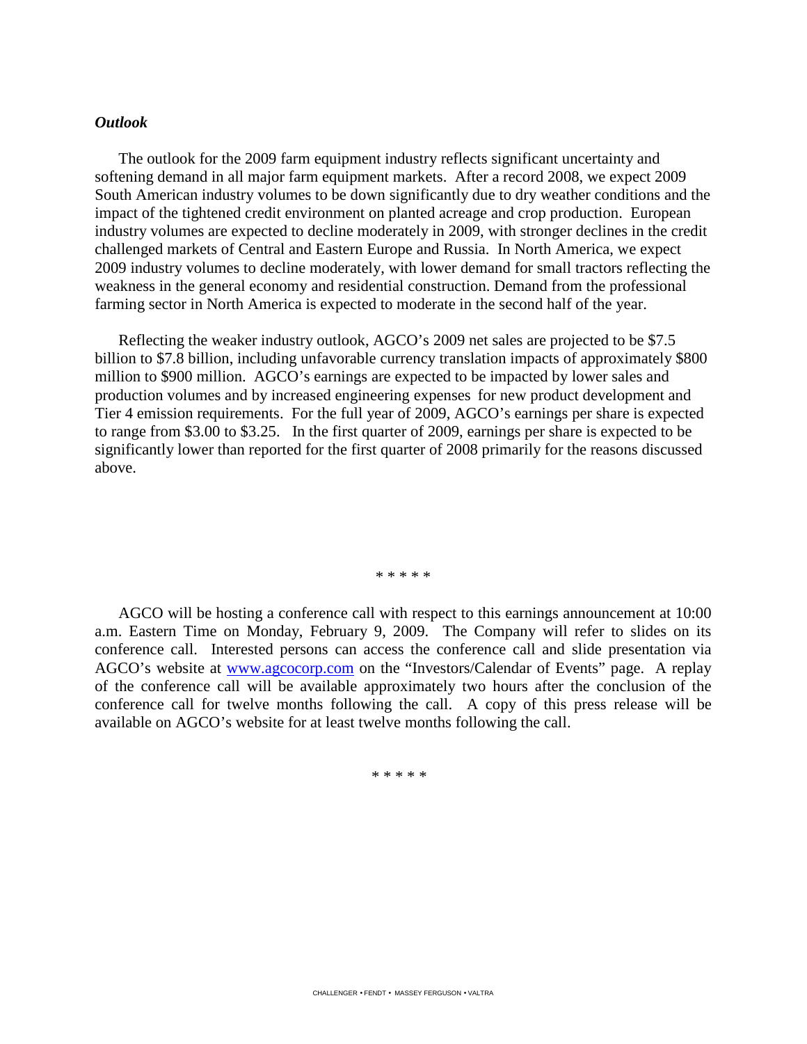***Outlook***

The outlook for the 2009 farm equipment industry reflects significant uncertainty and softening demand in all major farm equipment markets. After a record 2008, we expect 2009 South American industry volumes to be down significantly due to dry weather conditions and the impact of the tightened credit environment on planted acreage and crop production. European industry volumes are expected to decline moderately in 2009, with stronger declines in the credit challenged markets of Central and Eastern Europe and Russia. In North America, we expect 2009 industry volumes to decline moderately, with lower demand for small tractors reflecting the weakness in the general economy and residential construction. Demand from the professional farming sector in North America is expected to moderate in the second half of the year.

Reflecting the weaker industry outlook, AGCO's 2009 net sales are projected to be $7.5 billion to $7.8 billion, including unfavorable currency translation impacts of approximately $800 million to $900 million. AGCO's earnings are expected to be impacted by lower sales and production volumes and by increased engineering expenses for new product development and Tier 4 emission requirements. For the full year of 2009, AGCO's earnings per share is expected to range from $3.00 to $3.25. In the first quarter of 2009, earnings per share is expected to be significantly lower than reported for the first quarter of 2008 primarily for the reasons discussed above.

\* \* \* \* \*

AGCO will be hosting a conference call with respect to this earnings announcement at 10:00 a.m. Eastern Time on Monday, February 9, 2009. The Company will refer to slides on its conference call. Interested persons can access the conference call and slide presentation via AGCO's website at [www.agcocorp.com](http://www.agcocorp.com) on the "Investors/Calendar of Events" page. A replay of the conference call will be available approximately two hours after the conclusion of the conference call for twelve months following the call. A copy of this press release will be available on AGCO's website for at least twelve months following the call.

\* \* \* \* \*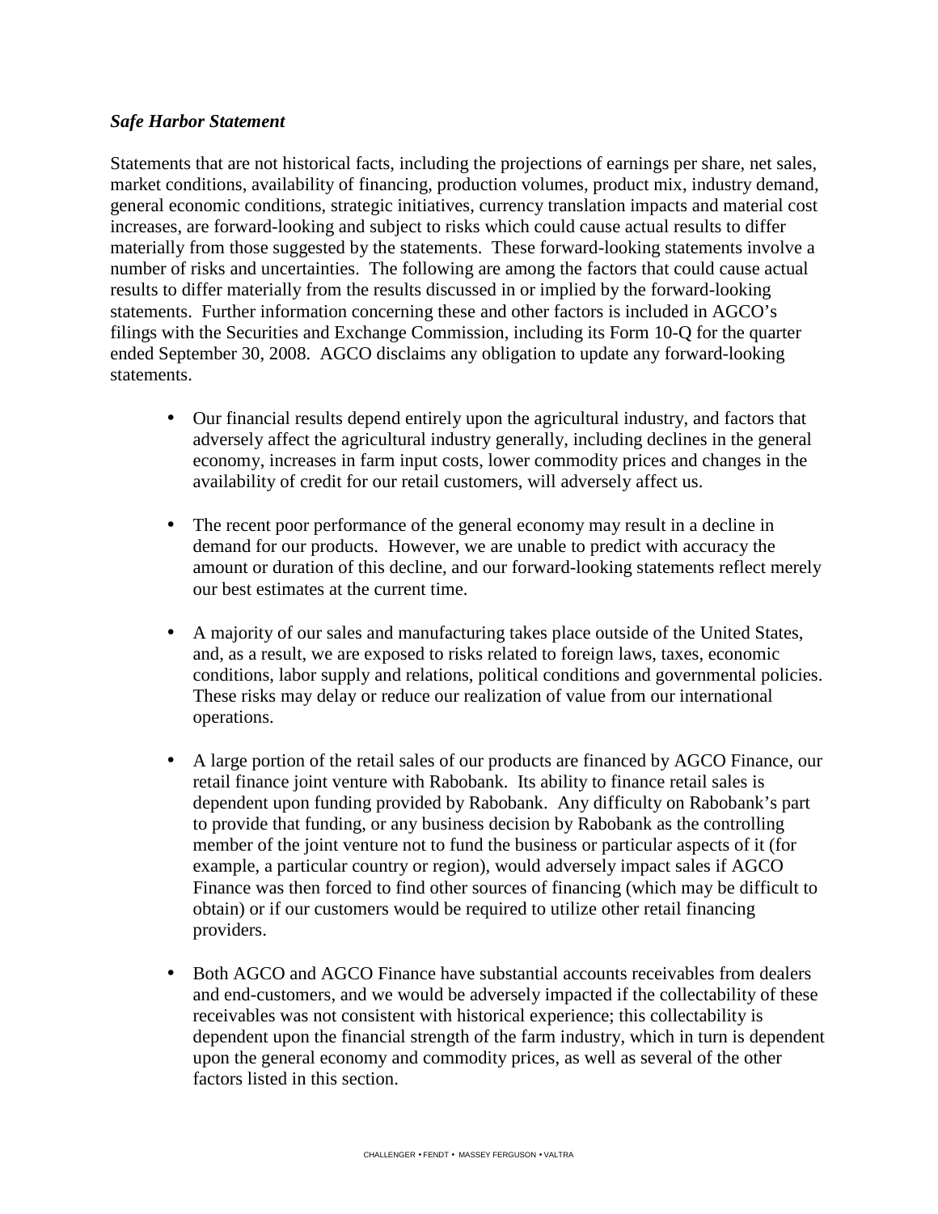***Safe Harbor Statement***

Statements that are not historical facts, including the projections of earnings per share, net sales, market conditions, availability of financing, production volumes, product mix, industry demand, general economic conditions, strategic initiatives, currency translation impacts and material cost increases, are forward-looking and subject to risks which could cause actual results to differ materially from those suggested by the statements. These forward-looking statements involve a number of risks and uncertainties. The following are among the factors that could cause actual results to differ materially from the results discussed in or implied by the forward-looking statements. Further information concerning these and other factors is included in AGCO's filings with the Securities and Exchange Commission, including its Form 10-Q for the quarter ended September 30, 2008. AGCO disclaims any obligation to update any forward-looking statements.

- Our financial results depend entirely upon the agricultural industry, and factors that adversely affect the agricultural industry generally, including declines in the general economy, increases in farm input costs, lower commodity prices and changes in the availability of credit for our retail customers, will adversely affect us.

- The recent poor performance of the general economy may result in a decline in demand for our products. However, we are unable to predict with accuracy the amount or duration of this decline, and our forward-looking statements reflect merely our best estimates at the current time.

- A majority of our sales and manufacturing takes place outside of the United States, and, as a result, we are exposed to risks related to foreign laws, taxes, economic conditions, labor supply and relations, political conditions and governmental policies. These risks may delay or reduce our realization of value from our international operations.

- A large portion of the retail sales of our products are financed by AGCO Finance, our retail finance joint venture with Rabobank. Its ability to finance retail sales is dependent upon funding provided by Rabobank. Any difficulty on Rabobank's part to provide that funding, or any business decision by Rabobank as the controlling member of the joint venture not to fund the business or particular aspects of it (for example, a particular country or region), would adversely impact sales if AGCO Finance was then forced to find other sources of financing (which may be difficult to obtain) or if our customers would be required to utilize other retail financing providers.

- Both AGCO and AGCO Finance have substantial accounts receivables from dealers and end-customers, and we would be adversely impacted if the collectability of these receivables was not consistent with historical experience; this collectability is dependent upon the financial strength of the farm industry, which in turn is dependent upon the general economy and commodity prices, as well as several of the other factors listed in this section.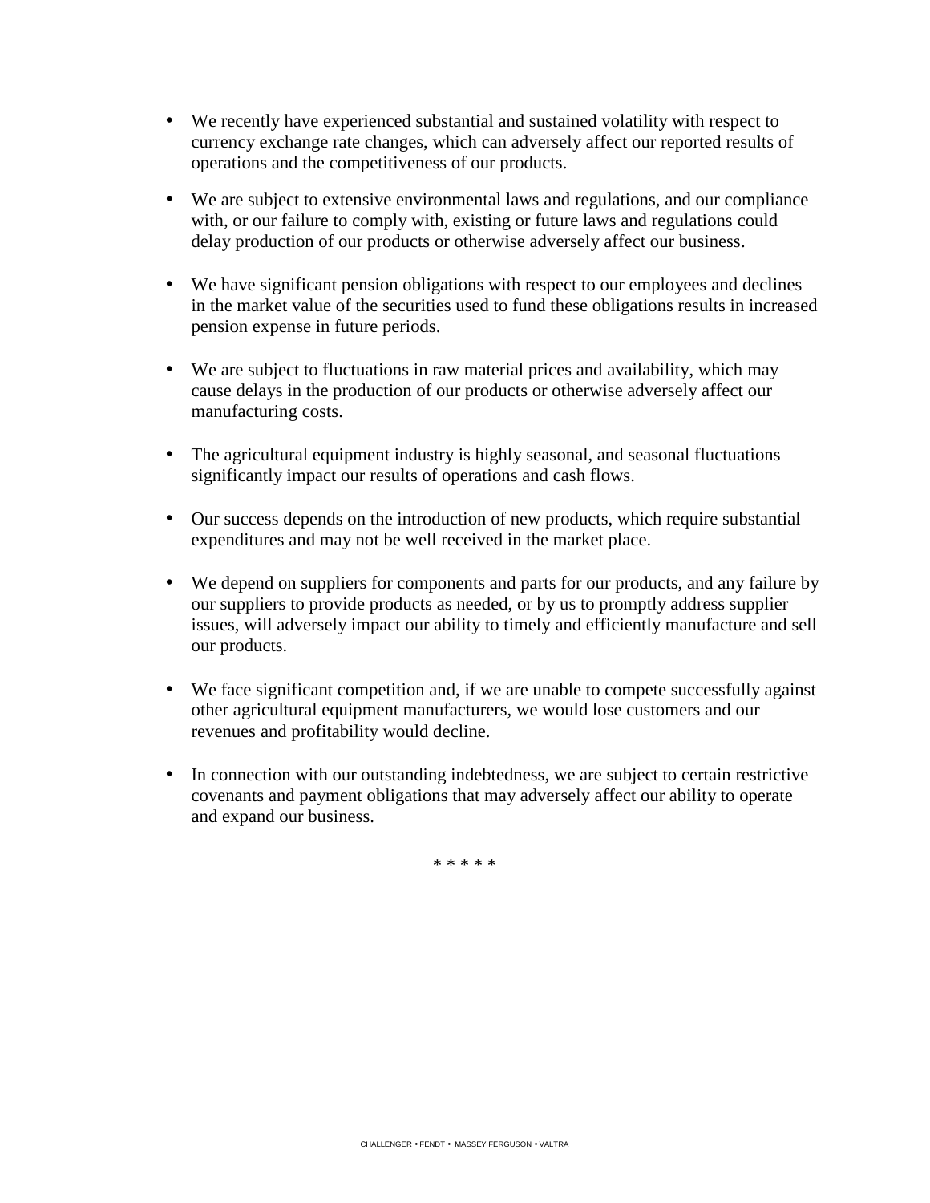- We recently have experienced substantial and sustained volatility with respect to currency exchange rate changes, which can adversely affect our reported results of operations and the competitiveness of our products.

- We are subject to extensive environmental laws and regulations, and our compliance with, or our failure to comply with, existing or future laws and regulations could delay production of our products or otherwise adversely affect our business.

- We have significant pension obligations with respect to our employees and declines in the market value of the securities used to fund these obligations results in increased pension expense in future periods.

- We are subject to fluctuations in raw material prices and availability, which may cause delays in the production of our products or otherwise adversely affect our manufacturing costs.

- The agricultural equipment industry is highly seasonal, and seasonal fluctuations significantly impact our results of operations and cash flows.

- Our success depends on the introduction of new products, which require substantial expenditures and may not be well received in the market place.

- We depend on suppliers for components and parts for our products, and any failure by our suppliers to provide products as needed, or by us to promptly address supplier issues, will adversely impact our ability to timely and efficiently manufacture and sell our products.

- We face significant competition and, if we are unable to compete successfully against other agricultural equipment manufacturers, we would lose customers and our revenues and profitability would decline.

- In connection with our outstanding indebtedness, we are subject to certain restrictive covenants and payment obligations that may adversely affect our ability to operate and expand our business.

* * * * *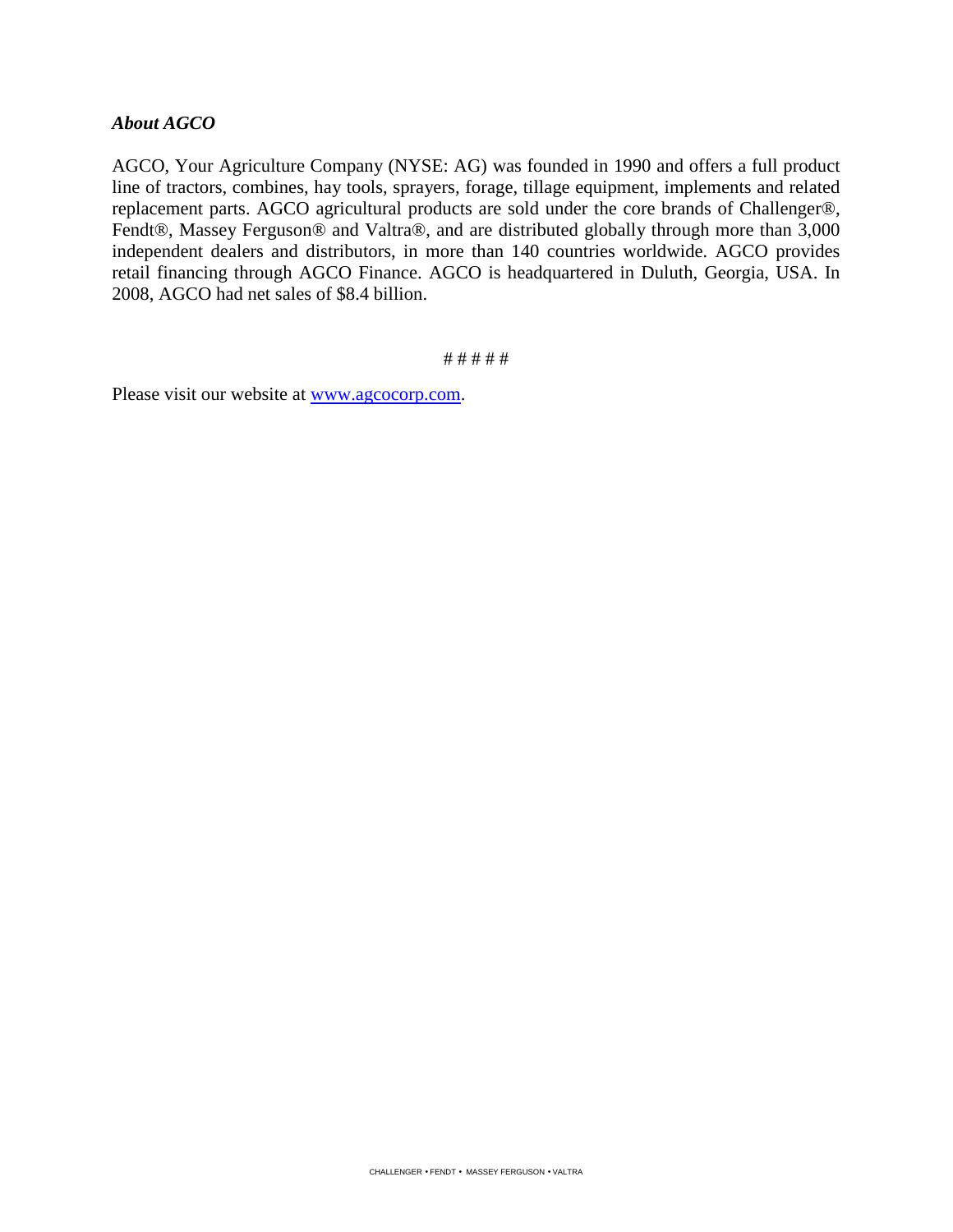### *About AGCO*

AGCO, Your Agriculture Company (NYSE: AG) was founded in 1990 and offers a full product line of tractors, combines, hay tools, sprayers, forage, tillage equipment, implements and related replacement parts. AGCO agricultural products are sold under the core brands of Challenger®, Fendt®, Massey Ferguson® and Valtra®, and are distributed globally through more than 3,000 independent dealers and distributors, in more than 140 countries worldwide. AGCO provides retail financing through AGCO Finance. AGCO is headquartered in Duluth, Georgia, USA. In 2008, AGCO had net sales of $8.4 billion.

# # # # #

Please visit our website at www.agcocorp.com.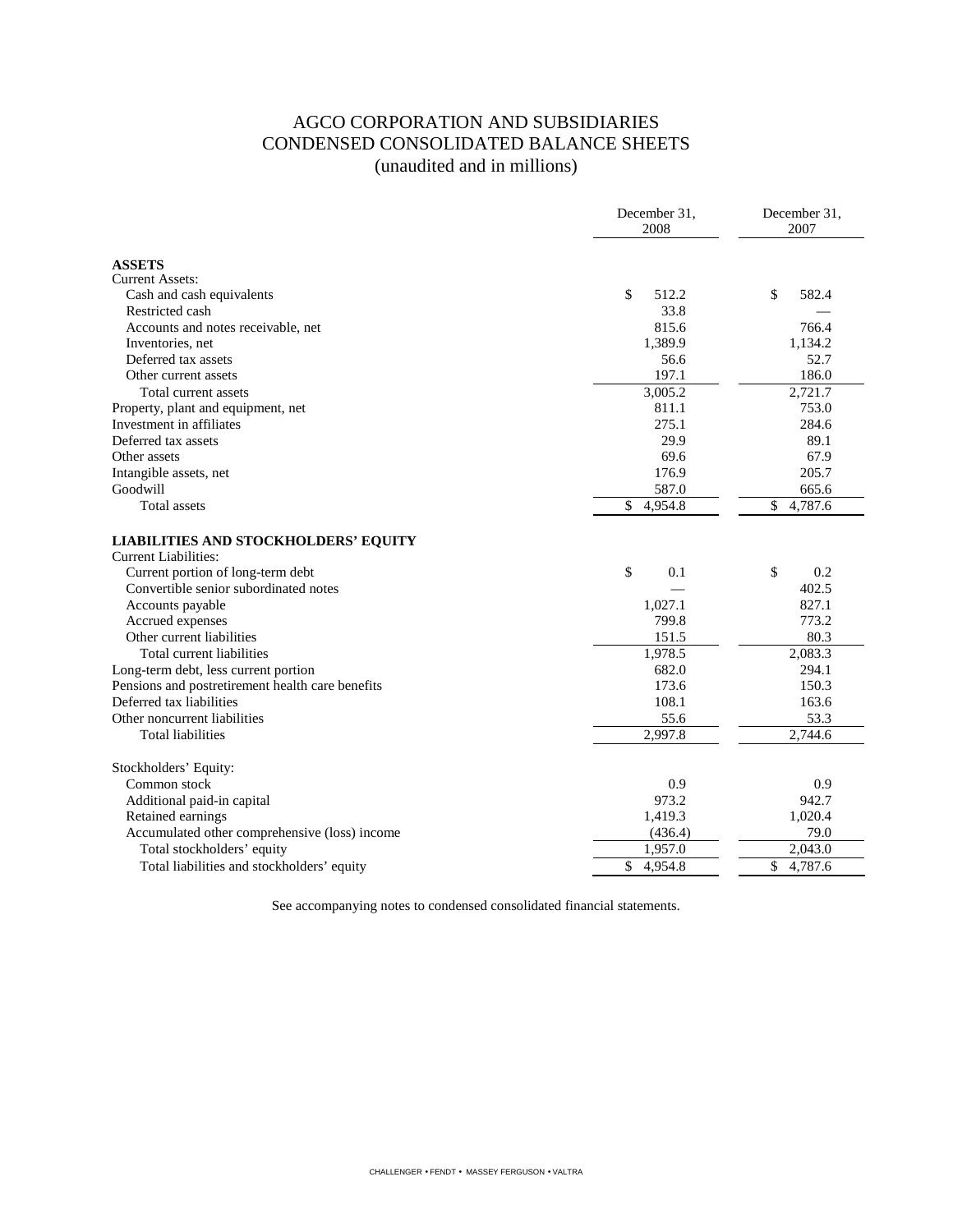# AGCO CORPORATION AND SUBSIDIARIES
# CONDENSED CONSOLIDATED BALANCE SHEETS
## (unaudited and in millions)

| | December 31, 2008 | December 31, 2007 |
|---|---|---|
| **ASSETS** | | |
| Current Assets: | | |
| Cash and cash equivalents | $ 512.2 | $ 582.4 |
| Restricted cash | 33.8 | — |
| Accounts and notes receivable, net | 815.6 | 766.4 |
| Inventories, net | 1,389.9 | 1,134.2 |
| Deferred tax assets | 56.6 | 52.7 |
| Other current assets | 197.1 | 186.0 |
| Total current assets | 3,005.2 | 2,721.7 |
| Property, plant and equipment, net | 811.1 | 753.0 |
| Investment in affiliates | 275.1 | 284.6 |
| Deferred tax assets | 29.9 | 89.1 |
| Other assets | 69.6 | 67.9 |
| Intangible assets, net | 176.9 | 205.7 |
| Goodwill | 587.0 | 665.6 |
| Total assets | $ 4,954.8 | $ 4,787.6 |
| **LIABILITIES AND STOCKHOLDERS' EQUITY** | | |
| Current Liabilities: | | |
| Current portion of long-term debt | $ 0.1 | $ 0.2 |
| Convertible senior subordinated notes | — | 402.5 |
| Accounts payable | 1,027.1 | 827.1 |
| Accrued expenses | 799.8 | 773.2 |
| Other current liabilities | 151.5 | 80.3 |
| Total current liabilities | 1,978.5 | 2,083.3 |
| Long-term debt, less current portion | 682.0 | 294.1 |
| Pensions and postretirement health care benefits | 173.6 | 150.3 |
| Deferred tax liabilities | 108.1 | 163.6 |
| Other noncurrent liabilities | 55.6 | 53.3 |
| Total liabilities | 2,997.8 | 2,744.6 |
| Stockholders' Equity: | | |
| Common stock | 0.9 | 0.9 |
| Additional paid-in capital | 973.2 | 942.7 |
| Retained earnings | 1,419.3 | 1,020.4 |
| Accumulated other comprehensive (loss) income | (436.4) | 79.0 |
| Total stockholders' equity | 1,957.0 | 2,043.0 |
| Total liabilities and stockholders' equity | $ 4,954.8 | $ 4,787.6 |

See accompanying notes to condensed consolidated financial statements.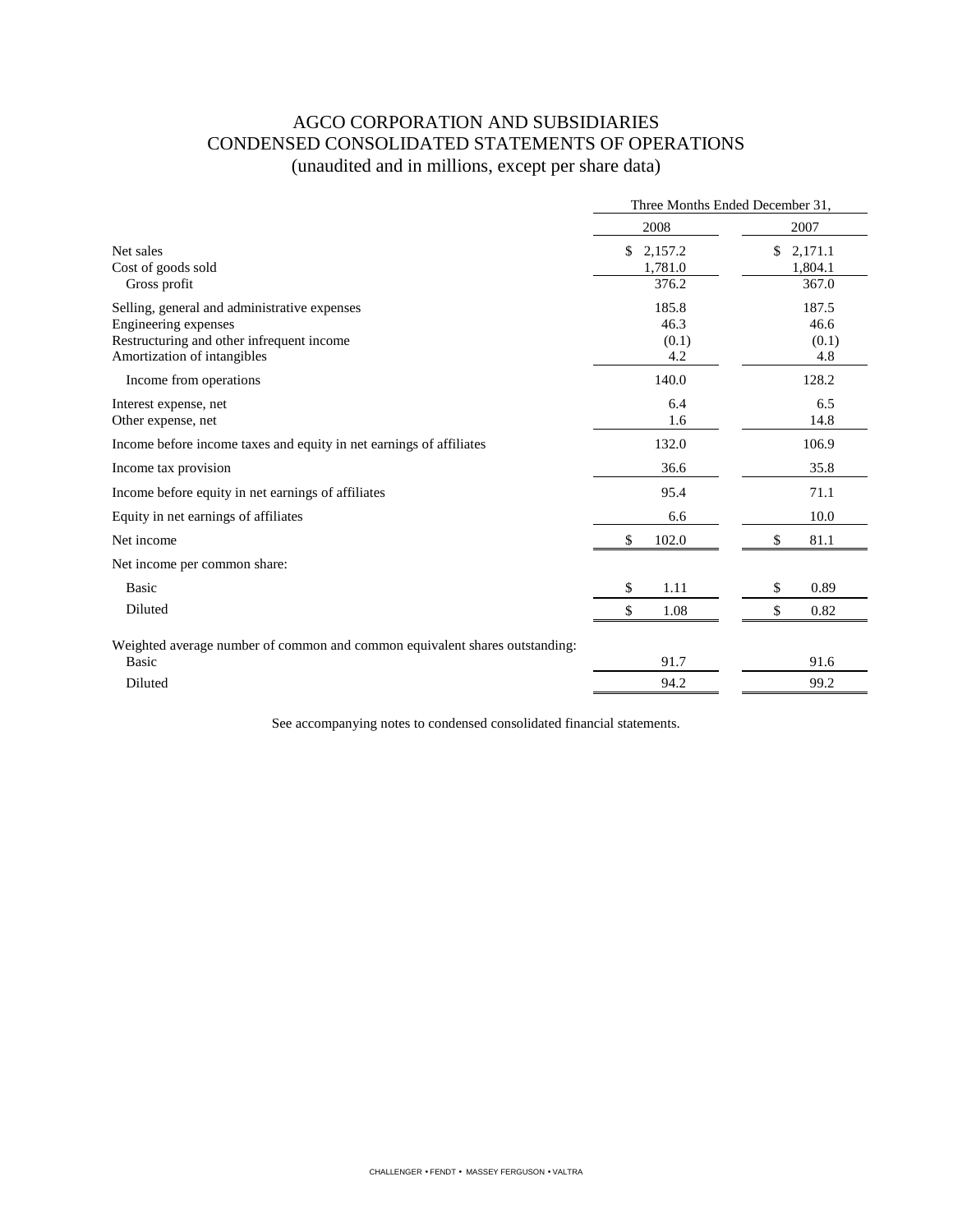# AGCO CORPORATION AND SUBSIDIARIES
## CONDENSED CONSOLIDATED STATEMENTS OF OPERATIONS
(unaudited and in millions, except per share data)

| | Three Months Ended December 31, | |
|---|---|---|
| | 2008 | 2007 |
| Net sales | $ 2,157.2 | $ 2,171.1 |
| Cost of goods sold | 1,781.0 | 1,804.1 |
| Gross profit | 376.2 | 367.0 |
| Selling, general and administrative expenses | 185.8 | 187.5 |
| Engineering expenses | 46.3 | 46.6 |
| Restructuring and other infrequent income | (0.1) | (0.1) |
| Amortization of intangibles | 4.2 | 4.8 |
| Income from operations | 140.0 | 128.2 |
| Interest expense, net | 6.4 | 6.5 |
| Other expense, net | 1.6 | 14.8 |
| Income before income taxes and equity in net earnings of affiliates | 132.0 | 106.9 |
| Income tax provision | 36.6 | 35.8 |
| Income before equity in net earnings of affiliates | 95.4 | 71.1 |
| Equity in net earnings of affiliates | 6.6 | 10.0 |
| Net income | $ 102.0 | $ 81.1 |
| Net income per common share: | | |
| Basic | $ 1.11 | $ 0.89 |
| Diluted | $ 1.08 | $ 0.82 |
| Weighted average number of common and common equivalent shares outstanding: | | |
| Basic | 91.7 | 91.6 |
| Diluted | 94.2 | 99.2 |

See accompanying notes to condensed consolidated financial statements.

CHALLENGER • FENDT • MASSEY FERGUSON • VALTRA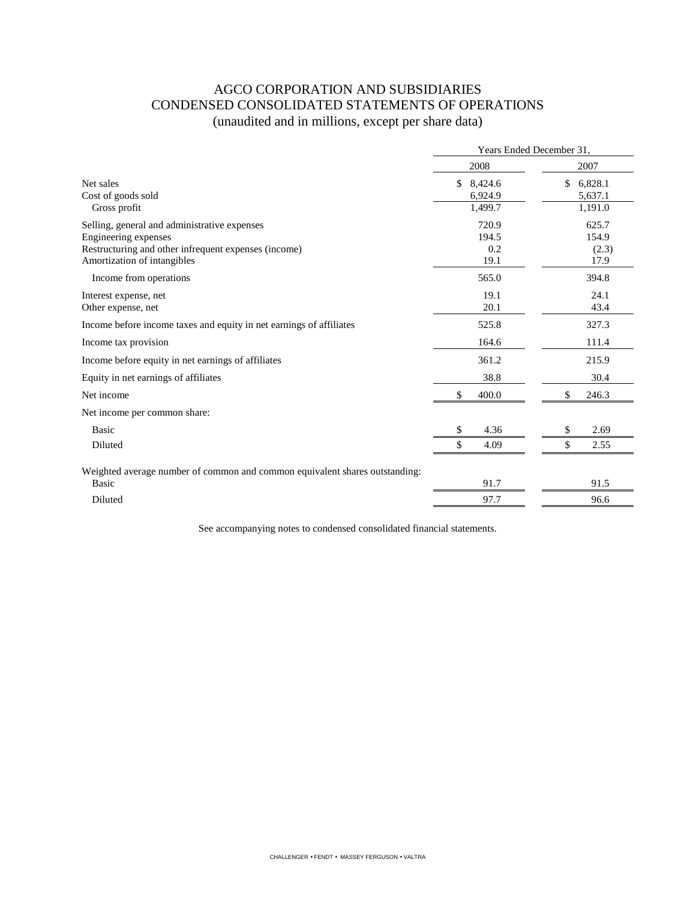# AGCO CORPORATION AND SUBSIDIARIES
## CONDENSED CONSOLIDATED STATEMENTS OF OPERATIONS
(unaudited and in millions, except per share data)

| | Years Ended December 31, | |
|---|---|---|
| | 2008 | 2007 |
| Net sales | $ 8,424.6 | $ 6,828.1 |
| Cost of goods sold | 6,924.9 | 5,637.1 |
| Gross profit | 1,499.7 | 1,191.0 |
| Selling, general and administrative expenses | 720.9 | 625.7 |
| Engineering expenses | 194.5 | 154.9 |
| Restructuring and other infrequent expenses (income) | 0.2 | (2.3) |
| Amortization of intangibles | 19.1 | 17.9 |
| Income from operations | 565.0 | 394.8 |
| Interest expense, net | 19.1 | 24.1 |
| Other expense, net | 20.1 | 43.4 |
| Income before income taxes and equity in net earnings of affiliates | 525.8 | 327.3 |
| Income tax provision | 164.6 | 111.4 |
| Income before equity in net earnings of affiliates | 361.2 | 215.9 |
| Equity in net earnings of affiliates | 38.8 | 30.4 |
| Net income | $ 400.0 | $ 246.3 |
| Net income per common share: | | |
| Basic | $ 4.36 | $ 2.69 |
| Diluted | $ 4.09 | $ 2.55 |
| Weighted average number of common and common equivalent shares outstanding: | | |
| Basic | 91.7 | 91.5 |
| Diluted | 97.7 | 96.6 |

See accompanying notes to condensed consolidated financial statements.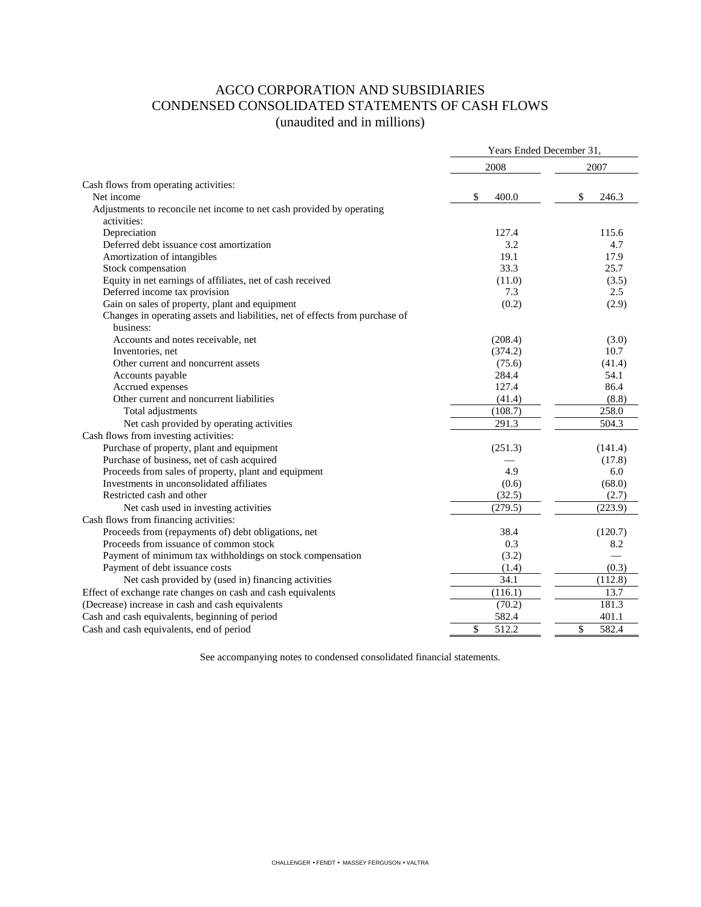# AGCO CORPORATION AND SUBSIDIARIES
## CONDENSED CONSOLIDATED STATEMENTS OF CASH FLOWS
### (unaudited and in millions)

| | Years Ended December 31, | |
|---|---|---|
| | 2008 | 2007 |
| Cash flows from operating activities: | | |
| Net income | $ 400.0 | $ 246.3 |
| Adjustments to reconcile net income to net cash provided by operating activities: | | |
| Depreciation | 127.4 | 115.6 |
| Deferred debt issuance cost amortization | 3.2 | 4.7 |
| Amortization of intangibles | 19.1 | 17.9 |
| Stock compensation | 33.3 | 25.7 |
| Equity in net earnings of affiliates, net of cash received | (11.0) | (3.5) |
| Deferred income tax provision | 7.3 | 2.5 |
| Gain on sales of property, plant and equipment | (0.2) | (2.9) |
| Changes in operating assets and liabilities, net of effects from purchase of business: | | |
| Accounts and notes receivable, net | (208.4) | (3.0) |
| Inventories, net | (374.2) | 10.7 |
| Other current and noncurrent assets | (75.6) | (41.4) |
| Accounts payable | 284.4 | 54.1 |
| Accrued expenses | 127.4 | 86.4 |
| Other current and noncurrent liabilities | (41.4) | (8.8) |
| Total adjustments | (108.7) | 258.0 |
| Net cash provided by operating activities | 291.3 | 504.3 |
| Cash flows from investing activities: | | |
| Purchase of property, plant and equipment | (251.3) | (141.4) |
| Purchase of business, net of cash acquired | — | (17.8) |
| Proceeds from sales of property, plant and equipment | 4.9 | 6.0 |
| Investments in unconsolidated affiliates | (0.6) | (68.0) |
| Restricted cash and other | (32.5) | (2.7) |
| Net cash used in investing activities | (279.5) | (223.9) |
| Cash flows from financing activities: | | |
| Proceeds from (repayments of) debt obligations, net | 38.4 | (120.7) |
| Proceeds from issuance of common stock | 0.3 | 8.2 |
| Payment of minimum tax withholdings on stock compensation | (3.2) | — |
| Payment of debt issuance costs | (1.4) | (0.3) |
| Net cash provided by (used in) financing activities | 34.1 | (112.8) |
| Effect of exchange rate changes on cash and cash equivalents | (116.1) | 13.7 |
| (Decrease) increase in cash and cash equivalents | (70.2) | 181.3 |
| Cash and cash equivalents, beginning of period | 582.4 | 401.1 |
| Cash and cash equivalents, end of period | $ 512.2 | $ 582.4 |

See accompanying notes to condensed consolidated financial statements.

CHALLENGER • FENDT • MASSEY FERGUSON • VALTRA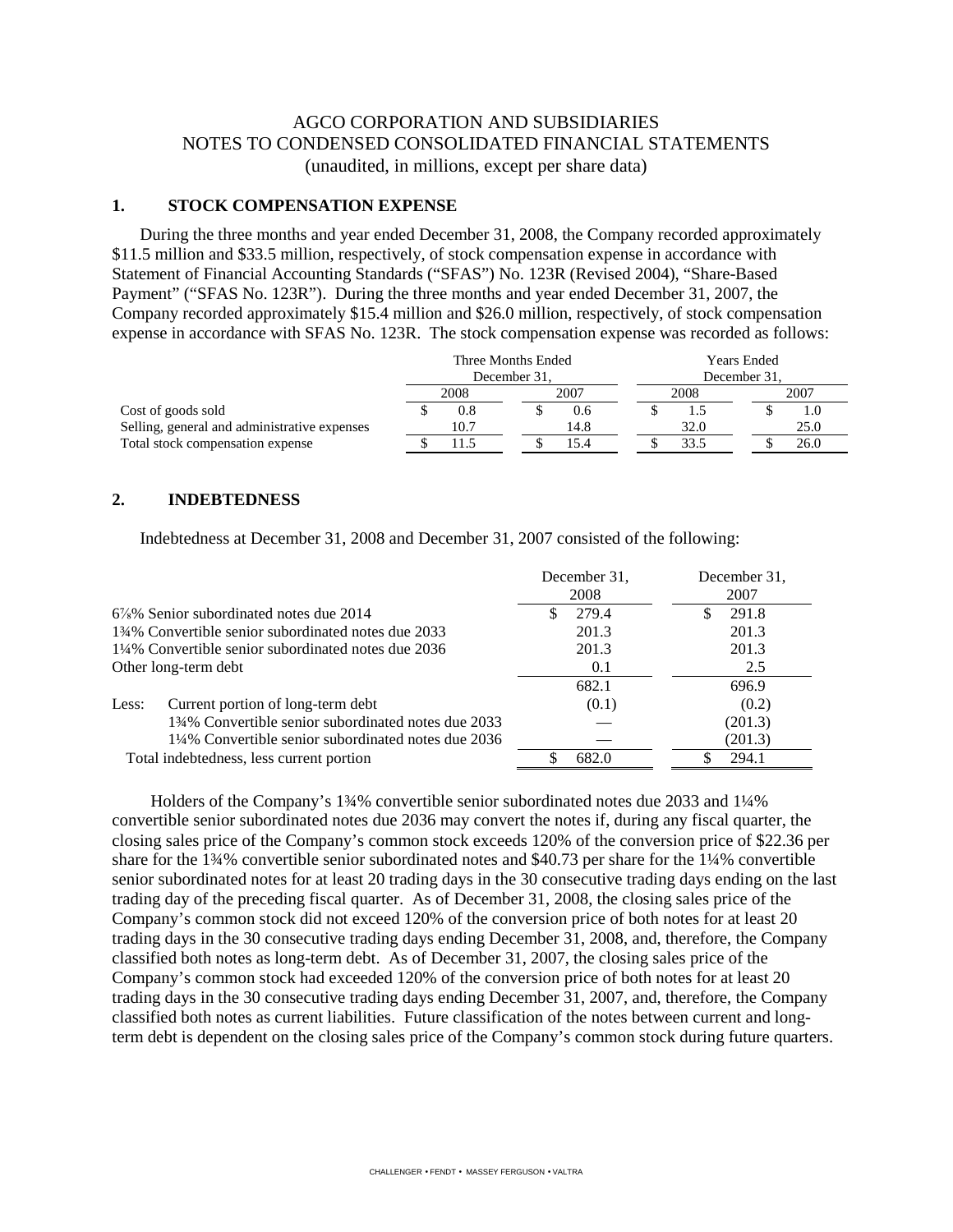# AGCO CORPORATION AND SUBSIDIARIES
## NOTES TO CONDENSED CONSOLIDATED FINANCIAL STATEMENTS
(unaudited, in millions, except per share data)

### 1. STOCK COMPENSATION EXPENSE

During the three months and year ended December 31, 2008, the Company recorded approximately $11.5 million and $33.5 million, respectively, of stock compensation expense in accordance with Statement of Financial Accounting Standards ("SFAS") No. 123R (Revised 2004), "Share-Based Payment" ("SFAS No. 123R"). During the three months and year ended December 31, 2007, the Company recorded approximately $15.4 million and $26.0 million, respectively, of stock compensation expense in accordance with SFAS No. 123R. The stock compensation expense was recorded as follows:

| | Three Months Ended December 31, | | Years Ended December 31, | |
|---|---|---|---|---|
| | 2008 | 2007 | 2008 | 2007 |
| Cost of goods sold | $ 0.8 | $ 0.6 | $ 1.5 | $ 1.0 |
| Selling, general and administrative expenses | 10.7 | 14.8 | 32.0 | 25.0 |
| Total stock compensation expense | $ 11.5 | $ 15.4 | $ 33.5 | $ 26.0 |

### 2. INDEBTEDNESS

Indebtedness at December 31, 2008 and December 31, 2007 consisted of the following:

| | December 31, 2008 | December 31, 2007 |
|---|---|---|
| 6⅞% Senior subordinated notes due 2014 | $ 279.4 | $ 291.8 |
| 1¾% Convertible senior subordinated notes due 2033 | 201.3 | 201.3 |
| 1¼% Convertible senior subordinated notes due 2036 | 201.3 | 201.3 |
| Other long-term debt | 0.1 | 2.5 |
| | 682.1 | 696.9 |
| Less: Current portion of long-term debt | (0.1) | (0.2) |
| 1¾% Convertible senior subordinated notes due 2033 | — | (201.3) |
| 1¼% Convertible senior subordinated notes due 2036 | — | (201.3) |
| Total indebtedness, less current portion | $ 682.0 | $ 294.1 |

Holders of the Company's 1¾% convertible senior subordinated notes due 2033 and 1¼% convertible senior subordinated notes due 2036 may convert the notes if, during any fiscal quarter, the closing sales price of the Company's common stock exceeds 120% of the conversion price of $22.36 per share for the 1¾% convertible senior subordinated notes and $40.73 per share for the 1¼% convertible senior subordinated notes for at least 20 trading days in the 30 consecutive trading days ending on the last trading day of the preceding fiscal quarter. As of December 31, 2008, the closing sales price of the Company's common stock did not exceed 120% of the conversion price of both notes for at least 20 trading days in the 30 consecutive trading days ending December 31, 2008, and, therefore, the Company classified both notes as long-term debt. As of December 31, 2007, the closing sales price of the Company's common stock had exceeded 120% of the conversion price of both notes for at least 20 trading days in the 30 consecutive trading days ending December 31, 2007, and, therefore, the Company classified both notes as current liabilities. Future classification of the notes between current and long-term debt is dependent on the closing sales price of the Company's common stock during future quarters.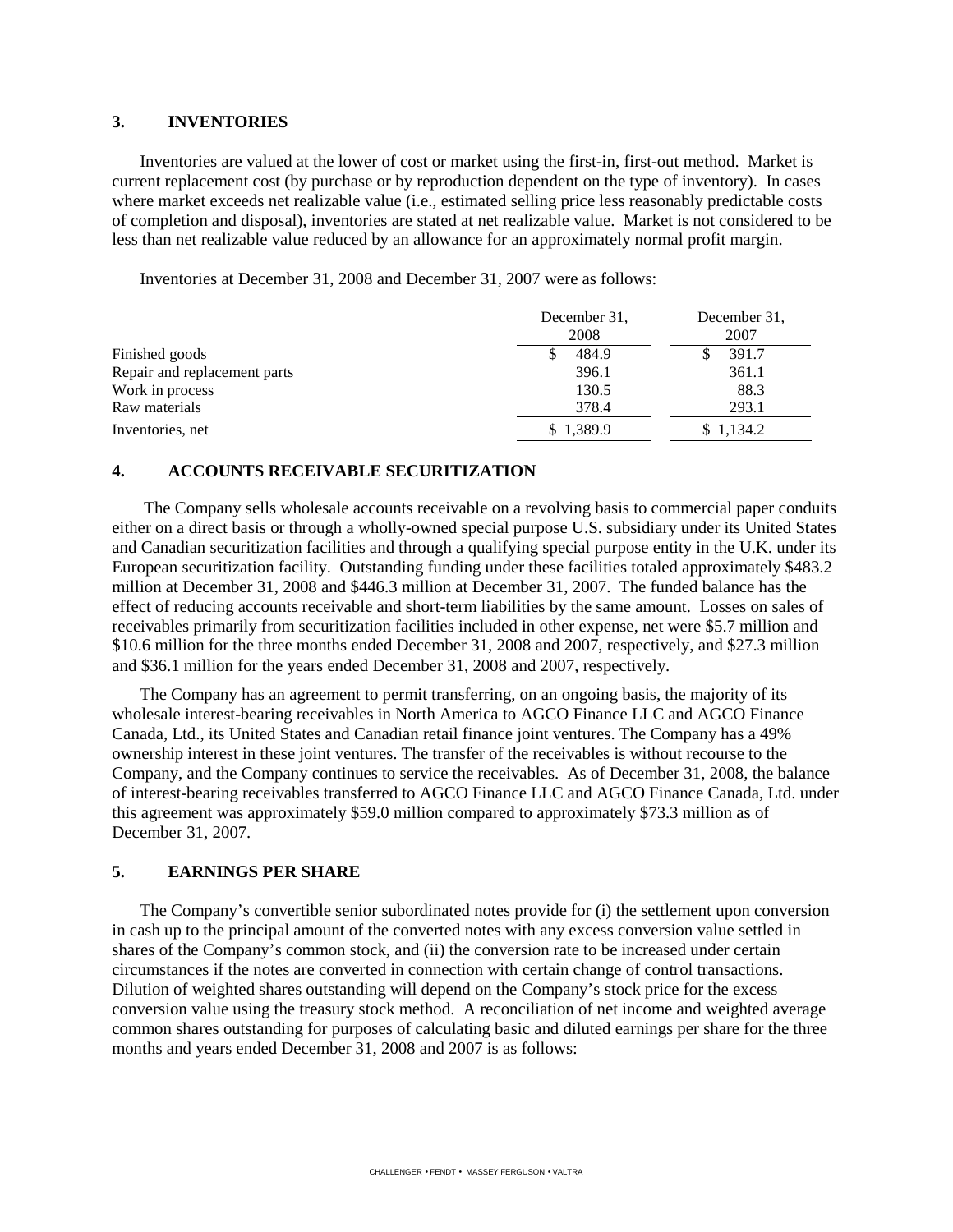## 3. INVENTORIES

Inventories are valued at the lower of cost or market using the first-in, first-out method. Market is current replacement cost (by purchase or by reproduction dependent on the type of inventory). In cases where market exceeds net realizable value (i.e., estimated selling price less reasonably predictable costs of completion and disposal), inventories are stated at net realizable value. Market is not considered to be less than net realizable value reduced by an allowance for an approximately normal profit margin.

Inventories at December 31, 2008 and December 31, 2007 were as follows:

| | December 31, 2008 | December 31, 2007 |
|---|---|---|
| Finished goods | $ 484.9 | $ 391.7 |
| Repair and replacement parts | 396.1 | 361.1 |
| Work in process | 130.5 | 88.3 |
| Raw materials | 378.4 | 293.1 |
| Inventories, net | $ 1,389.9 | $ 1,134.2 |

## 4. ACCOUNTS RECEIVABLE SECURITIZATION

The Company sells wholesale accounts receivable on a revolving basis to commercial paper conduits either on a direct basis or through a wholly-owned special purpose U.S. subsidiary under its United States and Canadian securitization facilities and through a qualifying special purpose entity in the U.K. under its European securitization facility. Outstanding funding under these facilities totaled approximately $483.2 million at December 31, 2008 and $446.3 million at December 31, 2007. The funded balance has the effect of reducing accounts receivable and short-term liabilities by the same amount. Losses on sales of receivables primarily from securitization facilities included in other expense, net were $5.7 million and $10.6 million for the three months ended December 31, 2008 and 2007, respectively, and $27.3 million and $36.1 million for the years ended December 31, 2008 and 2007, respectively.

The Company has an agreement to permit transferring, on an ongoing basis, the majority of its wholesale interest-bearing receivables in North America to AGCO Finance LLC and AGCO Finance Canada, Ltd., its United States and Canadian retail finance joint ventures. The Company has a 49% ownership interest in these joint ventures. The transfer of the receivables is without recourse to the Company, and the Company continues to service the receivables. As of December 31, 2008, the balance of interest-bearing receivables transferred to AGCO Finance LLC and AGCO Finance Canada, Ltd. under this agreement was approximately $59.0 million compared to approximately $73.3 million as of December 31, 2007.

## 5. EARNINGS PER SHARE

The Company's convertible senior subordinated notes provide for (i) the settlement upon conversion in cash up to the principal amount of the converted notes with any excess conversion value settled in shares of the Company's common stock, and (ii) the conversion rate to be increased under certain circumstances if the notes are converted in connection with certain change of control transactions. Dilution of weighted shares outstanding will depend on the Company's stock price for the excess conversion value using the treasury stock method. A reconciliation of net income and weighted average common shares outstanding for purposes of calculating basic and diluted earnings per share for the three months and years ended December 31, 2008 and 2007 is as follows: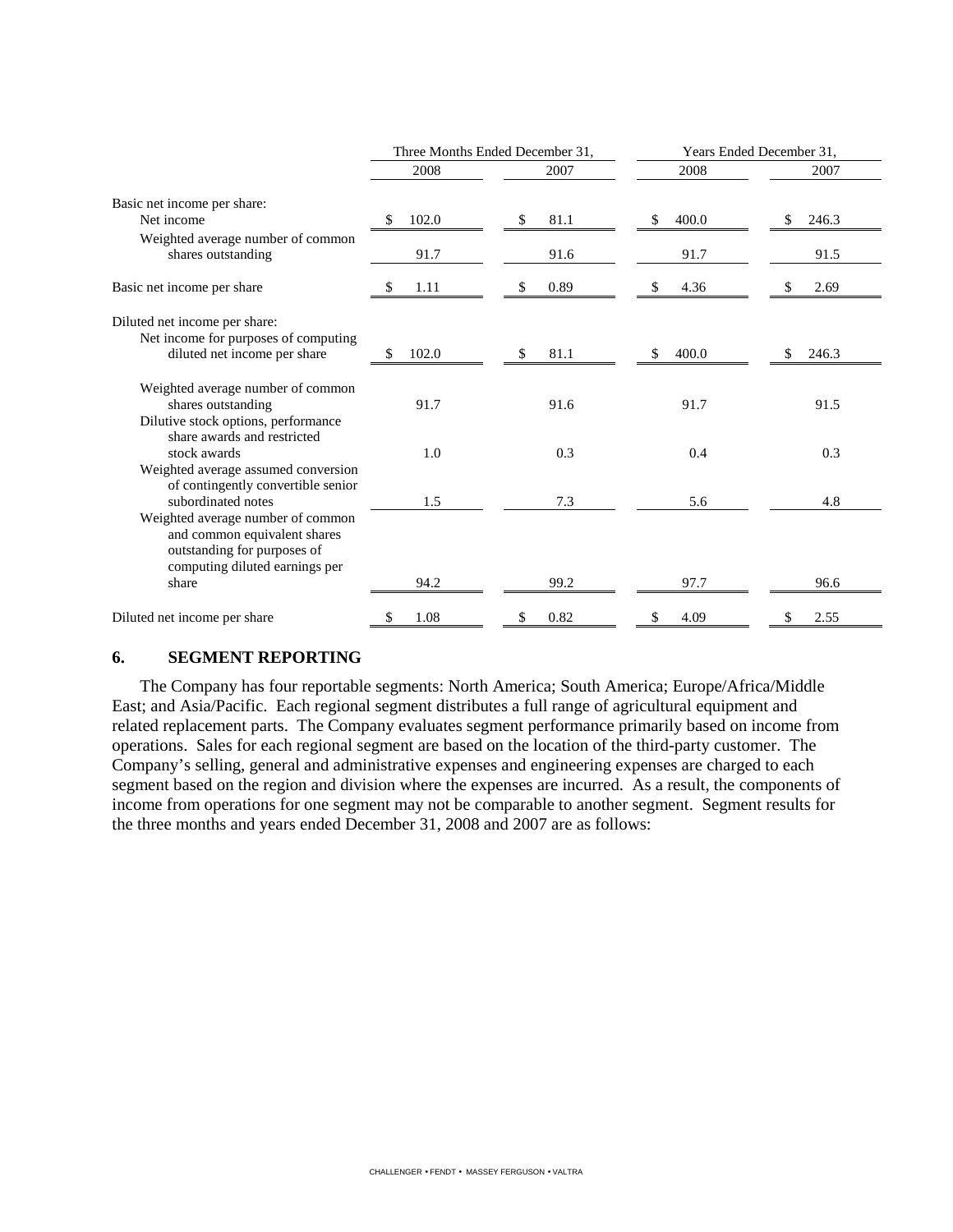| | Three Months Ended December 31, | | Years Ended December 31, | |
|---|---|---|---|---|
| | 2008 | 2007 | 2008 | 2007 |
| Basic net income per share: | | | | |
| Net income | $ 102.0 | $ 81.1 | $ 400.0 | $ 246.3 |
| Weighted average number of common shares outstanding | 91.7 | 91.6 | 91.7 | 91.5 |
| Basic net income per share | $ 1.11 | $ 0.89 | $ 4.36 | $ 2.69 |
| Diluted net income per share: | | | | |
| Net income for purposes of computing diluted net income per share | $ 102.0 | $ 81.1 | $ 400.0 | $ 246.3 |
| Weighted average number of common shares outstanding | 91.7 | 91.6 | 91.7 | 91.5 |
| Dilutive stock options, performance share awards and restricted stock awards | 1.0 | 0.3 | 0.4 | 0.3 |
| Weighted average assumed conversion of contingently convertible senior subordinated notes | 1.5 | 7.3 | 5.6 | 4.8 |
| Weighted average number of common and common equivalent shares outstanding for purposes of computing diluted earnings per share | 94.2 | 99.2 | 97.7 | 96.6 |
| Diluted net income per share | $ 1.08 | $ 0.82 | $ 4.09 | $ 2.55 |

## 6. SEGMENT REPORTING

The Company has four reportable segments: North America; South America; Europe/Africa/Middle East; and Asia/Pacific. Each regional segment distributes a full range of agricultural equipment and related replacement parts. The Company evaluates segment performance primarily based on income from operations. Sales for each regional segment are based on the location of the third-party customer. The Company's selling, general and administrative expenses and engineering expenses are charged to each segment based on the region and division where the expenses are incurred. As a result, the components of income from operations for one segment may not be comparable to another segment. Segment results for the three months and years ended December 31, 2008 and 2007 are as follows: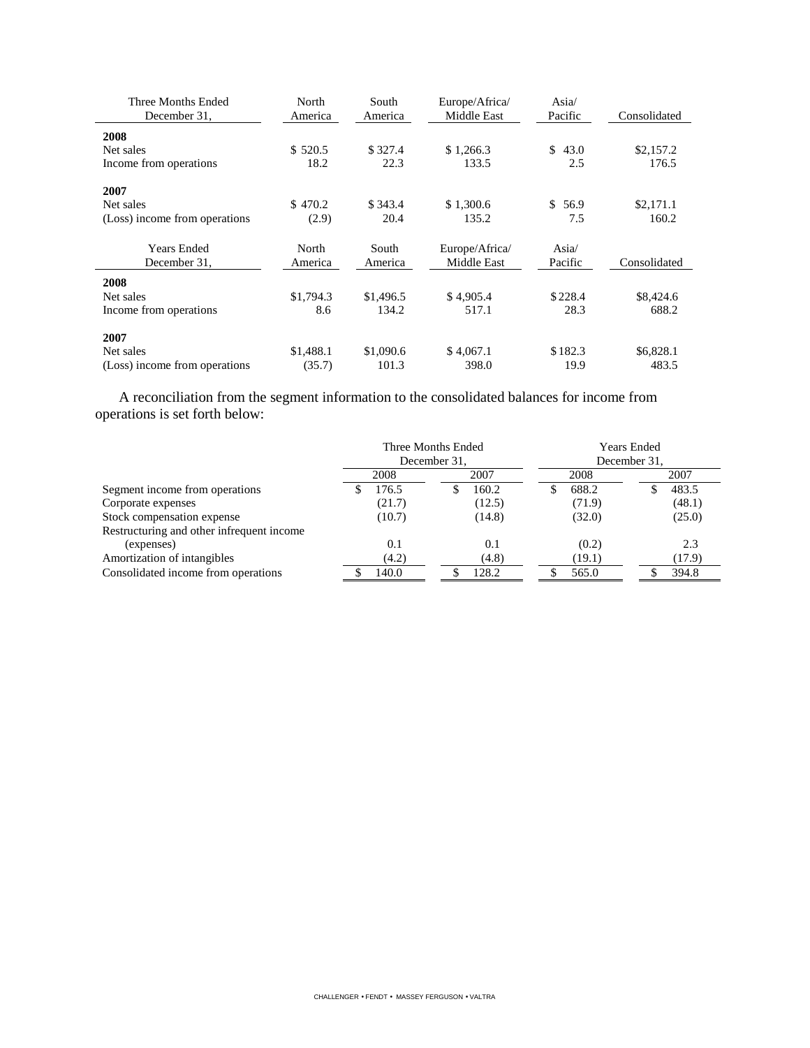| Three Months Ended December 31, | North America | South America | Europe/Africa/ Middle East | Asia/ Pacific | Consolidated |
|---|---|---|---|---|---|
| **2008** | | | | | |
| Net sales | $ 520.5 | $ 327.4 | $ 1,266.3 | $ 43.0 | $2,157.2 |
| Income from operations | 18.2 | 22.3 | 133.5 | 2.5 | 176.5 |
| **2007** | | | | | |
| Net sales | $ 470.2 | $ 343.4 | $ 1,300.6 | $ 56.9 | $2,171.1 |
| (Loss) income from operations | (2.9) | 20.4 | 135.2 | 7.5 | 160.2 |

| Years Ended December 31, | North America | South America | Europe/Africa/ Middle East | Asia/ Pacific | Consolidated |
|---|---|---|---|---|---|
| **2008** | | | | | |
| Net sales | $1,794.3 | $1,496.5 | $ 4,905.4 | $ 228.4 | $8,424.6 |
| Income from operations | 8.6 | 134.2 | 517.1 | 28.3 | 688.2 |
| **2007** | | | | | |
| Net sales | $1,488.1 | $1,090.6 | $ 4,067.1 | $ 182.3 | $6,828.1 |
| (Loss) income from operations | (35.7) | 101.3 | 398.0 | 19.9 | 483.5 |

A reconciliation from the segment information to the consolidated balances for income from operations is set forth below:

| | Three Months Ended December 31, | | Years Ended December 31, | |
|---|---|---|---|---|
| | 2008 | 2007 | 2008 | 2007 |
| Segment income from operations | $ 176.5 | $ 160.2 | $ 688.2 | $ 483.5 |
| Corporate expenses | (21.7) | (12.5) | (71.9) | (48.1) |
| Stock compensation expense | (10.7) | (14.8) | (32.0) | (25.0) |
| Restructuring and other infrequent income (expenses) | 0.1 | 0.1 | (0.2) | 2.3 |
| Amortization of intangibles | (4.2) | (4.8) | (19.1) | (17.9) |
| Consolidated income from operations | $ 140.0 | $ 128.2 | $ 565.0 | $ 394.8 |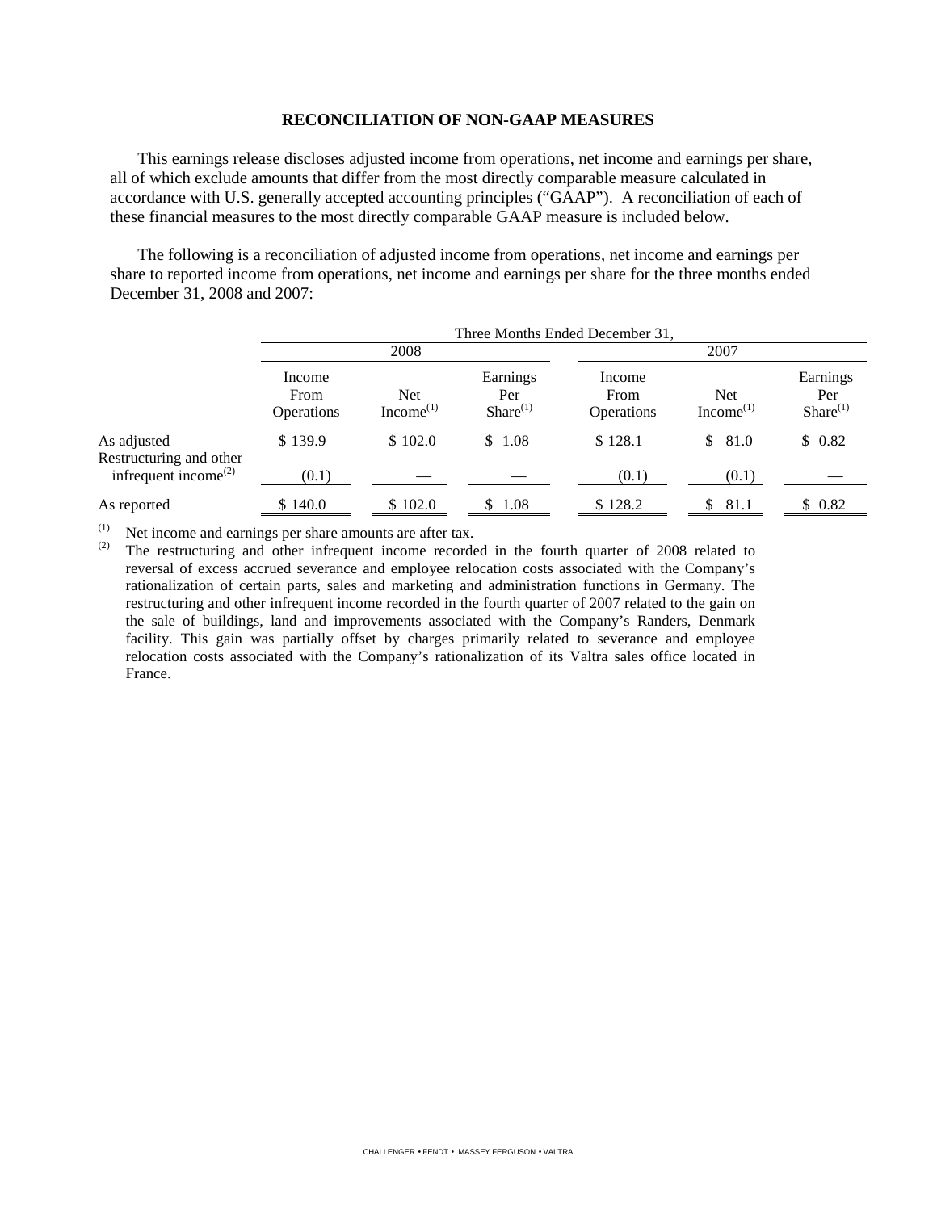## RECONCILIATION OF NON-GAAP MEASURES

This earnings release discloses adjusted income from operations, net income and earnings per share, all of which exclude amounts that differ from the most directly comparable measure calculated in accordance with U.S. generally accepted accounting principles ("GAAP"). A reconciliation of each of these financial measures to the most directly comparable GAAP measure is included below.

The following is a reconciliation of adjusted income from operations, net income and earnings per share to reported income from operations, net income and earnings per share for the three months ended December 31, 2008 and 2007:

| | Three Months Ended December 31, | | | | | |
|---|---|---|---|---|---|---|
| | 2008 | | | 2007 | | |
| | Income From Operations | Net Income[1] | Earnings Per Share[1] | Income From Operations | Net Income[1] | Earnings Per Share[1] |
| As adjusted | $ 139.9 | $ 102.0 | $ 1.08 | $ 128.1 | $ 81.0 | $ 0.82 |
| Restructuring and other infrequent income[2] | (0.1) | — | — | (0.1) | (0.1) | — |
| As reported | $ 140.0 | $ 102.0 | $ 1.08 | $ 128.2 | $ 81.1 | $ 0.82 |

[1] Net income and earnings per share amounts are after tax.

[2] The restructuring and other infrequent income recorded in the fourth quarter of 2008 related to reversal of excess accrued severance and employee relocation costs associated with the Company's rationalization of certain parts, sales and marketing and administration functions in Germany. The restructuring and other infrequent income recorded in the fourth quarter of 2007 related to the gain on the sale of buildings, land and improvements associated with the Company's Randers, Denmark facility. This gain was partially offset by charges primarily related to severance and employee relocation costs associated with the Company's rationalization of its Valtra sales office located in France.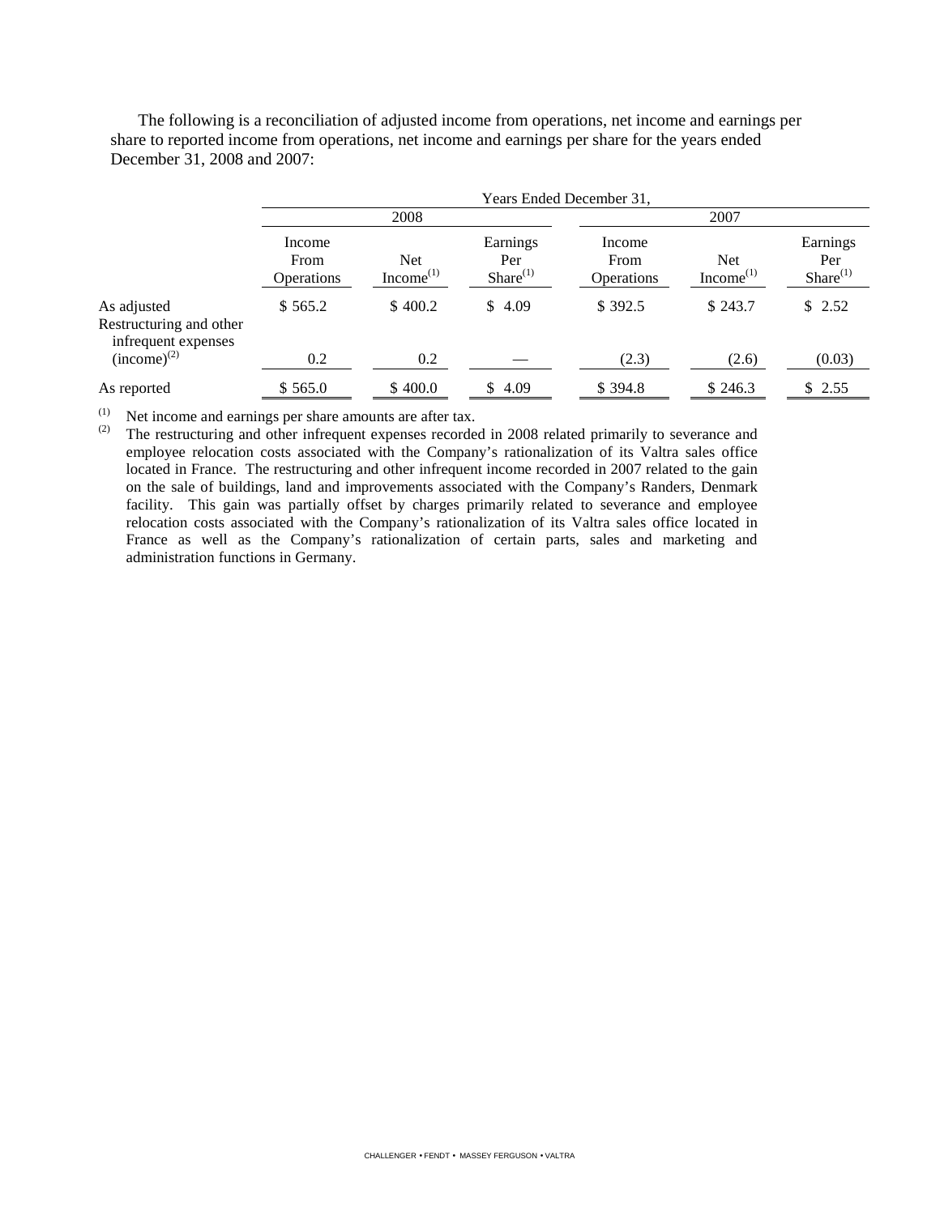The following is a reconciliation of adjusted income from operations, net income and earnings per share to reported income from operations, net income and earnings per share for the years ended December 31, 2008 and 2007:

| | Years Ended December 31, | | | | | |
|---|---|---|---|---|---|---|
| | 2008 | | | 2007 | | |
| | Income From Operations | Net Income[(1)] | Earnings Per Share[(1)] | Income From Operations | Net Income[(1)] | Earnings Per Share[(1)] |
| As adjusted | $ 565.2 | $ 400.2 | $ 4.09 | $ 392.5 | $ 243.7 | $ 2.52 |
| Restructuring and other infrequent expenses (income)[(2)] | 0.2 | 0.2 | — | (2.3) | (2.6) | (0.03) |
| As reported | $ 565.0 | $ 400.0 | $ 4.09 | $ 394.8 | $ 246.3 | $ 2.55 |

(1) Net income and earnings per share amounts are after tax.

(2) The restructuring and other infrequent expenses recorded in 2008 related primarily to severance and employee relocation costs associated with the Company's rationalization of its Valtra sales office located in France. The restructuring and other infrequent income recorded in 2007 related to the gain on the sale of buildings, land and improvements associated with the Company's Randers, Denmark facility. This gain was partially offset by charges primarily related to severance and employee relocation costs associated with the Company's rationalization of its Valtra sales office located in France as well as the Company's rationalization of certain parts, sales and marketing and administration functions in Germany.